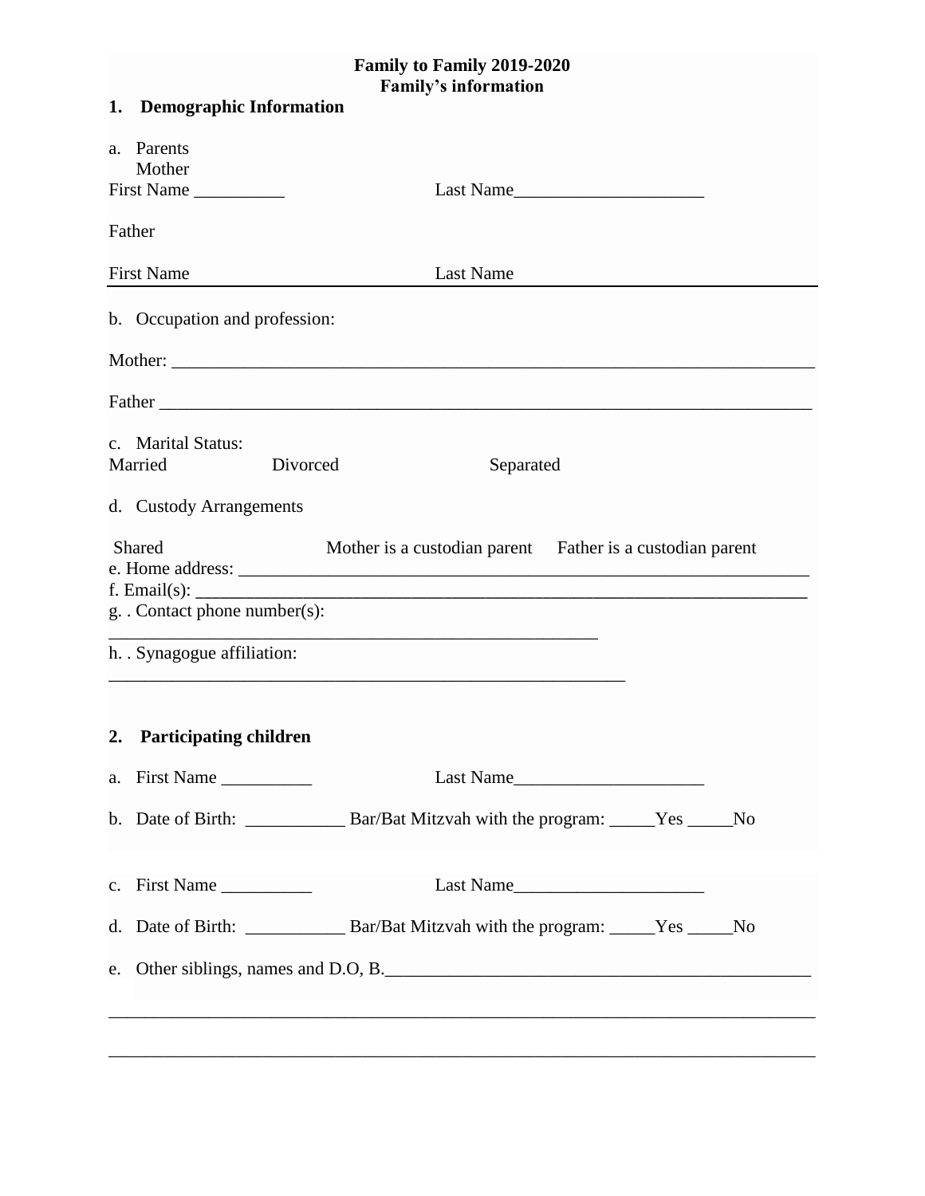**Family to Family 2019-2020**
**Family's information**

## 1. Demographic Information

a. Parents
Mother
First Name __________ Last Name_____________________

Father

First Name Last Name

b. Occupation and profession:

Mother: ___________________________________________________________________________

Father ___________________________________________________________________________

c. Marital Status:
Married Divorced Separated

d. Custody Arrangements

Shared Mother is a custodian parent Father is a custodian parent
e. Home address: ___________________________________________________________________
f. Email(s): ________________________________________________________________________
g. . Contact phone number(s):
_______________________________________________________
h. . Synagogue affiliation:
__________________________________________________________

## 2. Participating children

a. First Name __________ Last Name_____________________

b. Date of Birth: ___________ Bar/Bat Mitzvah with the program: _____Yes _____No

c. First Name __________ Last Name_____________________

d. Date of Birth: ___________ Bar/Bat Mitzvah with the program: _____Yes _____No

e. Other siblings, names and D.O, B.________________________________________________

_______________________________________________________________________________

_______________________________________________________________________________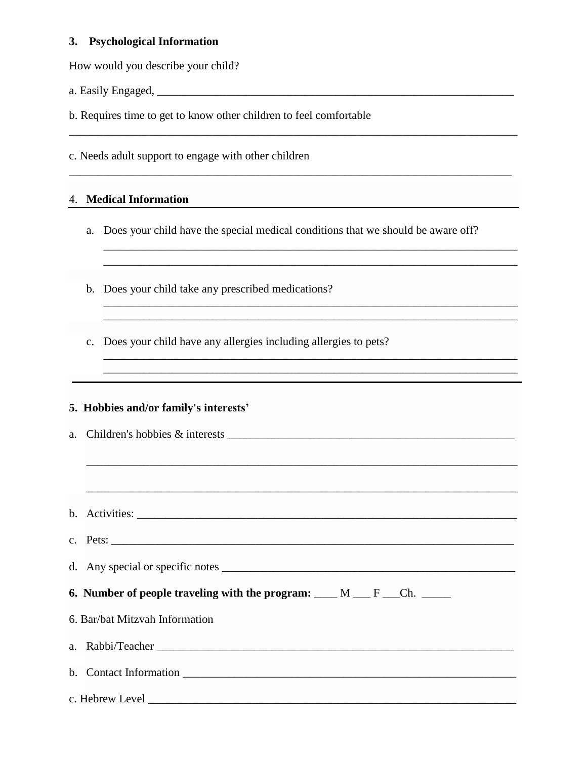**3. Psychological Information**

How would you describe your child?

a. Easily Engaged, ______________________________________________________________

b. Requires time to get to know other children to feel comfortable

________________________________________________________________________________

c. Needs adult support to engage with other children

________________________________________________________________________________

4. **Medical Information**

a. Does your child have the special medical conditions that we should be aware off?

   ________________________________________________________________________

   ________________________________________________________________________

b. Does your child take any prescribed medications?

   ________________________________________________________________________

   ________________________________________________________________________

c. Does your child have any allergies including allergies to pets?

   ________________________________________________________________________

   ________________________________________________________________________

**5. Hobbies and/or family's interests'**

a. Children's hobbies & interests ____________________________________________________

   ________________________________________________________________________

   ________________________________________________________________________

b. Activities: ________________________________________________________________

c. Pets: ____________________________________________________________________

d. Any special or specific notes ______________________________________________

**6. Number of people traveling with the program:** ____ M ___ F ___Ch. _____

6. Bar/bat Mitzvah Information

a. Rabbi/Teacher ________________________________________________________

b. Contact Information ____________________________________________________

c. Hebrew Level _________________________________________________________